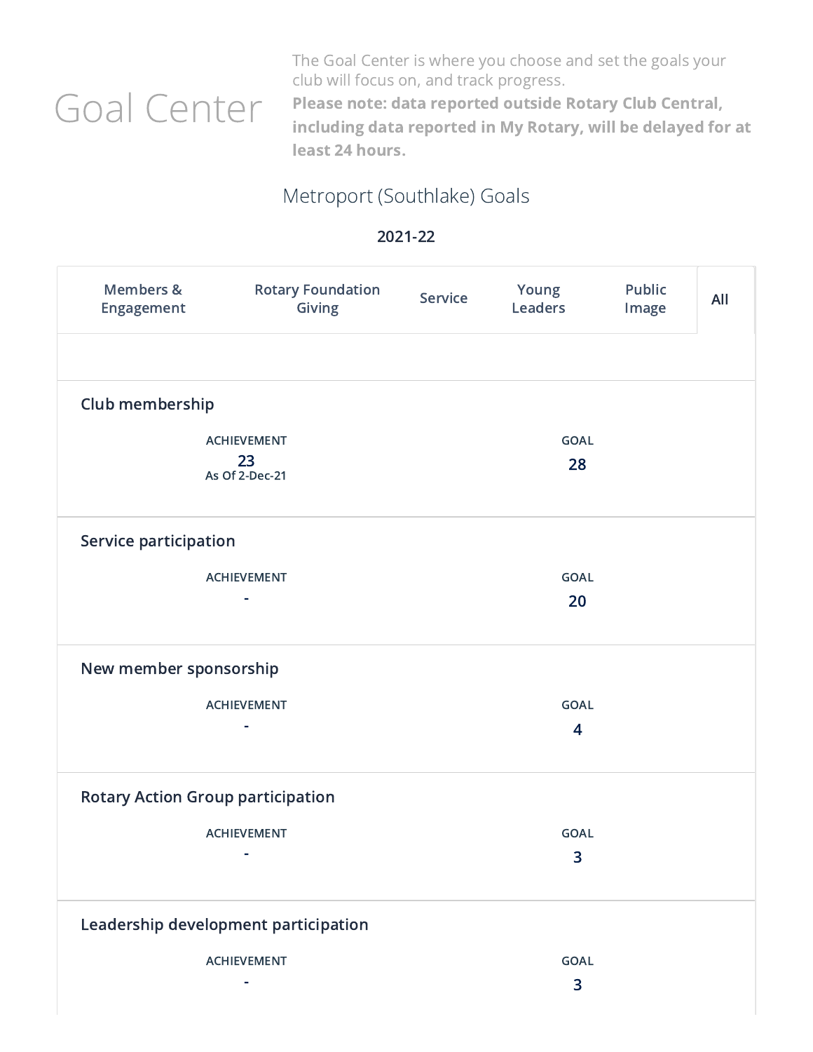# Goal Center

The Goal Center is where you choose and set the goals your club will focus on, and track progress.

**Please note: data reported outside Rotary Club Central, including data reported in My Rotary, will be delayed for at least 24 hours.**

## Metroport (Southlake) Goals

**2021-22**

| Members & Engagement | Rotary Foundation Giving | Service | Young Leaders | Public Image | All |
|---|---|---|---|---|---|

### Club membership

| ACHIEVEMENT | GOAL |
|---|---|
| 23<br>As Of 2-Dec-21 | 28 |

### Service participation

| ACHIEVEMENT | GOAL |
|---|---|
| - | 20 |

### New member sponsorship

| ACHIEVEMENT | GOAL |
|---|---|
| - | 4 |

### Rotary Action Group participation

| ACHIEVEMENT | GOAL |
|---|---|
| - | 3 |

### Leadership development participation

| ACHIEVEMENT | GOAL |
|---|---|
| - | 3 |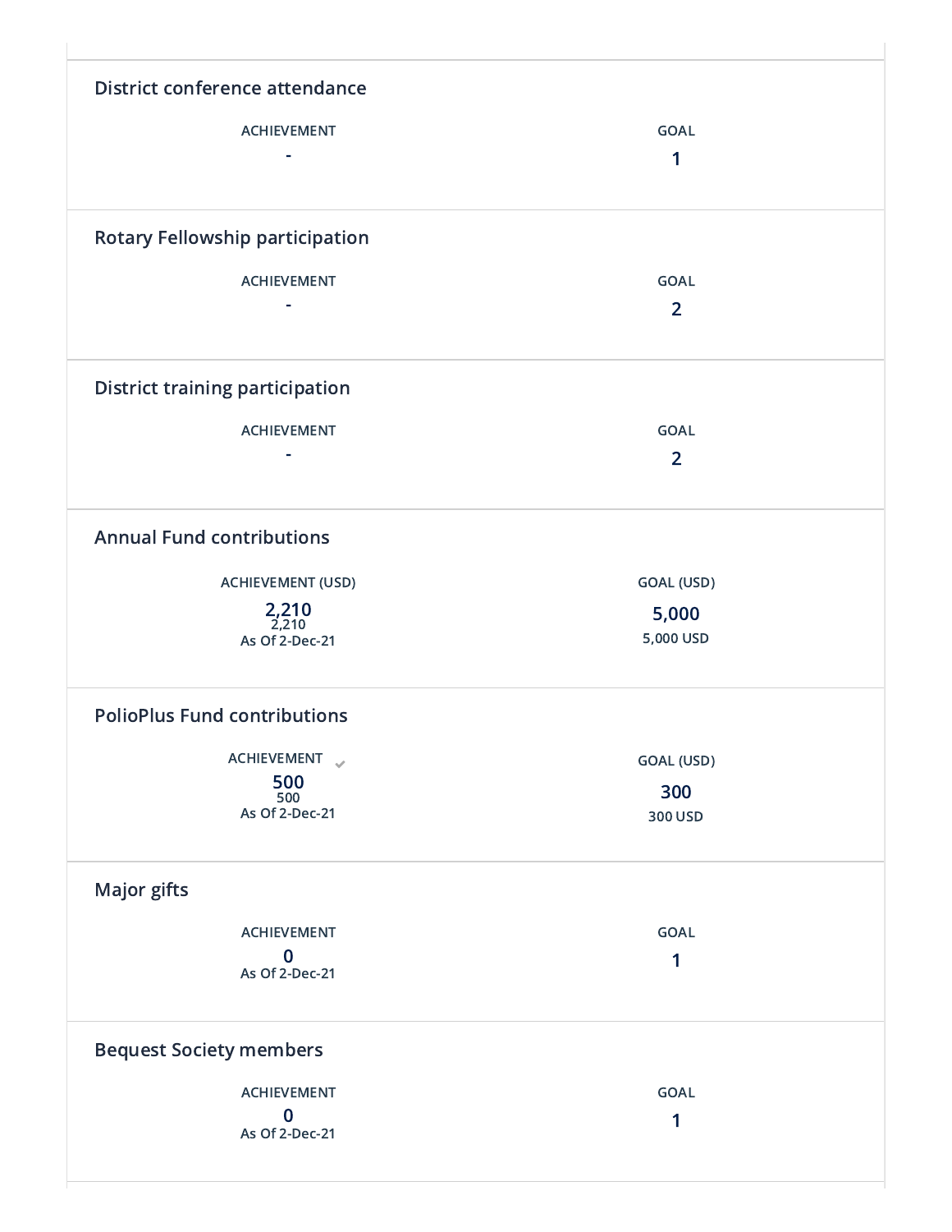### District conference attendance

| ACHIEVEMENT | GOAL |
| --- | --- |
| - | 1 |

### Rotary Fellowship participation

| ACHIEVEMENT | GOAL |
| --- | --- |
| - | 2 |

### District training participation

| ACHIEVEMENT | GOAL |
| --- | --- |
| - | 2 |

### Annual Fund contributions

| ACHIEVEMENT (USD) | GOAL (USD) |
| --- | --- |
| 2,210<br>2,210<br>As Of 2-Dec-21 | 5,000<br>5,000 USD |

### PolioPlus Fund contributions

| ACHIEVEMENT ✔ | GOAL (USD) |
| --- | --- |
| 500<br>500<br>As Of 2-Dec-21 | 300<br>300 USD |

### Major gifts

| ACHIEVEMENT | GOAL |
| --- | --- |
| 0<br>As Of 2-Dec-21 | 1 |

### Bequest Society members

| ACHIEVEMENT | GOAL |
| --- | --- |
| 0<br>As Of 2-Dec-21 | 1 |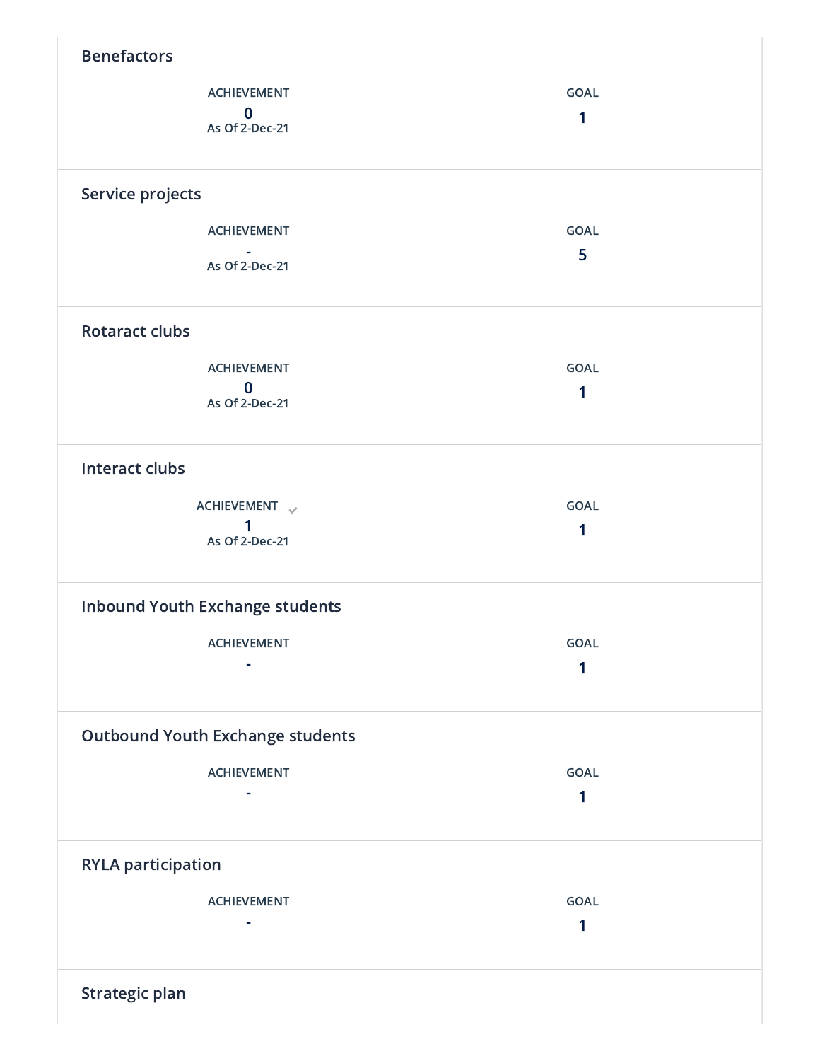## Benefactors

| ACHIEVEMENT | GOAL |
| --- | --- |
| 0<br>As Of 2-Dec-21 | 1 |

## Service projects

| ACHIEVEMENT | GOAL |
| --- | --- |
| -<br>As Of 2-Dec-21 | 5 |

## Rotaract clubs

| ACHIEVEMENT | GOAL |
| --- | --- |
| 0<br>As Of 2-Dec-21 | 1 |

## Interact clubs

| ACHIEVEMENT ✔ | GOAL |
| --- | --- |
| 1<br>As Of 2-Dec-21 | 1 |

## Inbound Youth Exchange students

| ACHIEVEMENT | GOAL |
| --- | --- |
| - | 1 |

## Outbound Youth Exchange students

| ACHIEVEMENT | GOAL |
| --- | --- |
| - | 1 |

## RYLA participation

| ACHIEVEMENT | GOAL |
| --- | --- |
| - | 1 |

## Strategic plan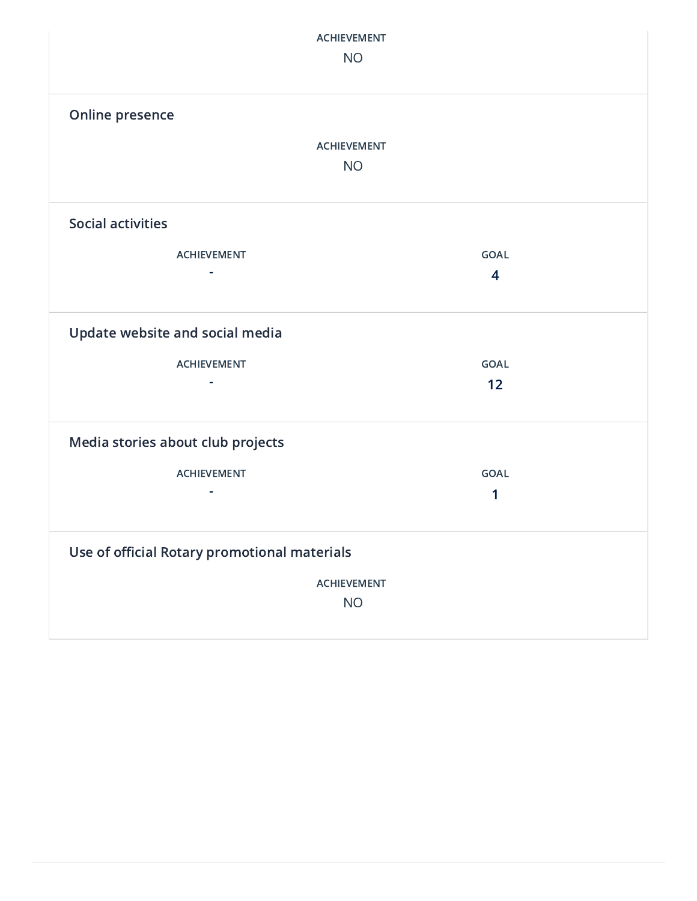ACHIEVEMENT

NO

### Online presence

ACHIEVEMENT

NO

### Social activities

| ACHIEVEMENT | GOAL |
| --- | --- |
| - | 4 |

### Update website and social media

| ACHIEVEMENT | GOAL |
| --- | --- |
| - | 12 |

### Media stories about club projects

| ACHIEVEMENT | GOAL |
| --- | --- |
| - | 1 |

### Use of official Rotary promotional materials

ACHIEVEMENT

NO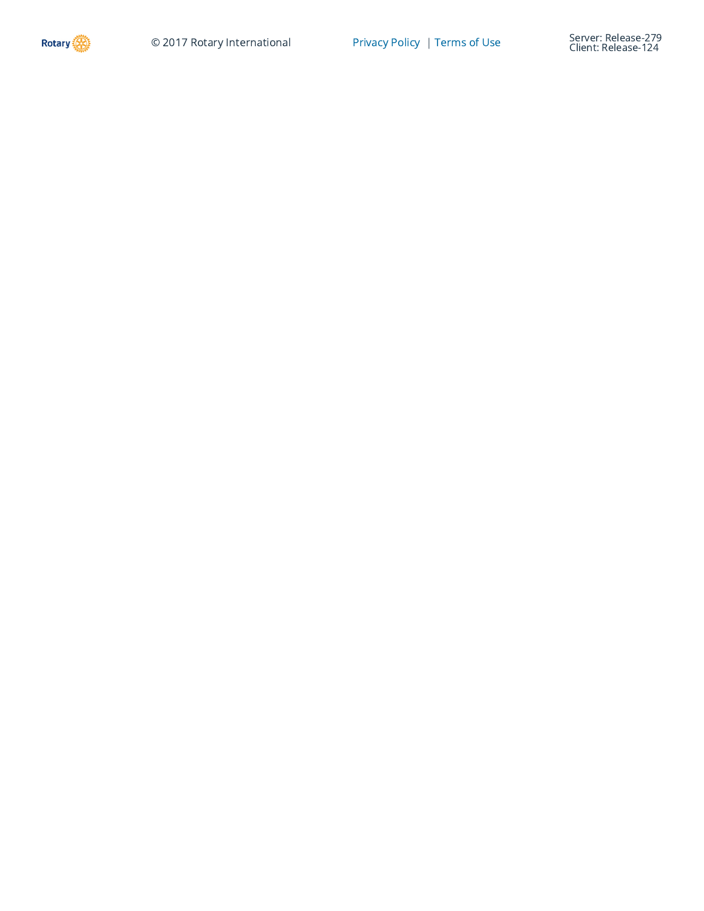Rotary

© 2017 Rotary International

Privacy Policy | Terms of Use

Server: Release-279
Client: Release-124